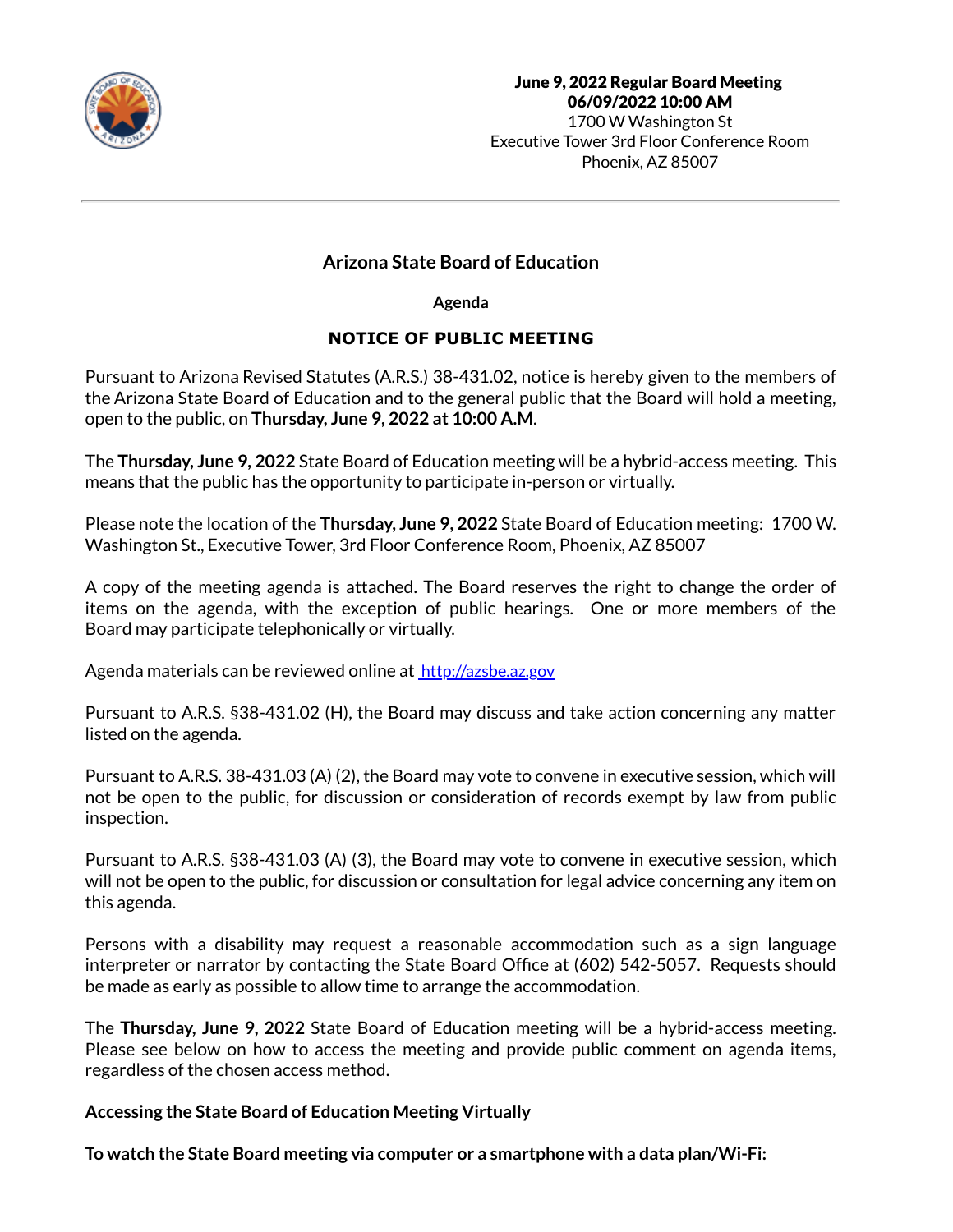**June 9, 2022 Regular Board Meeting**
**06/09/2022 10:00 AM**
1700 W Washington St
Executive Tower 3rd Floor Conference Room
Phoenix, AZ 85007

---

# Arizona State Board of Education

**Agenda**

## NOTICE OF PUBLIC MEETING

Pursuant to Arizona Revised Statutes (A.R.S.) 38-431.02, notice is hereby given to the members of the Arizona State Board of Education and to the general public that the Board will hold a meeting, open to the public, on **Thursday, June 9, 2022 at 10:00 A.M**.

The **Thursday, June 9, 2022** State Board of Education meeting will be a hybrid-access meeting. This means that the public has the opportunity to participate in-person or virtually.

Please note the location of the **Thursday, June 9, 2022** State Board of Education meeting: 1700 W. Washington St., Executive Tower, 3rd Floor Conference Room, Phoenix, AZ 85007

A copy of the meeting agenda is attached. The Board reserves the right to change the order of items on the agenda, with the exception of public hearings. One or more members of the Board may participate telephonically or virtually.

Agenda materials can be reviewed online at [http://azsbe.az.gov](http://azsbe.az.gov)

Pursuant to A.R.S. §38-431.02 (H), the Board may discuss and take action concerning any matter listed on the agenda.

Pursuant to A.R.S. 38-431.03 (A) (2), the Board may vote to convene in executive session, which will not be open to the public, for discussion or consideration of records exempt by law from public inspection.

Pursuant to A.R.S. §38-431.03 (A) (3), the Board may vote to convene in executive session, which will not be open to the public, for discussion or consultation for legal advice concerning any item on this agenda.

Persons with a disability may request a reasonable accommodation such as a sign language interpreter or narrator by contacting the State Board Office at (602) 542-5057. Requests should be made as early as possible to allow time to arrange the accommodation.

The **Thursday, June 9, 2022** State Board of Education meeting will be a hybrid-access meeting. Please see below on how to access the meeting and provide public comment on agenda items, regardless of the chosen access method.

**Accessing the State Board of Education Meeting Virtually**

**To watch the State Board meeting via computer or a smartphone with a data plan/Wi-Fi:**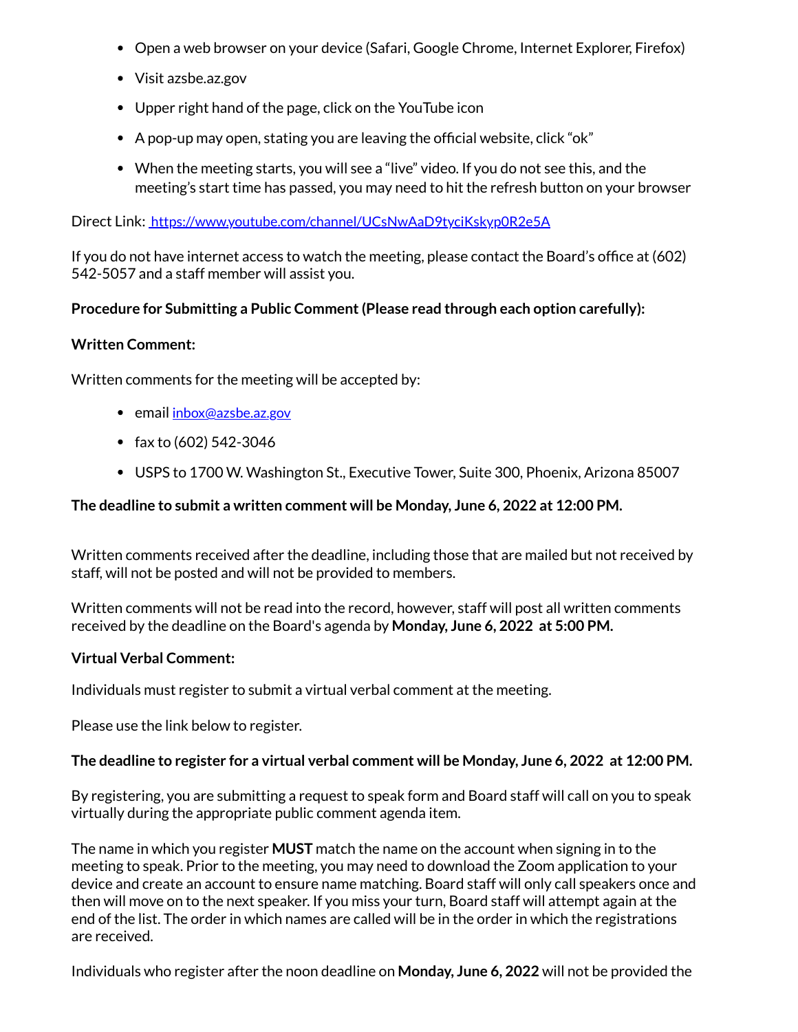- Open a web browser on your device (Safari, Google Chrome, Internet Explorer, Firefox)
- Visit azsbe.az.gov
- Upper right hand of the page, click on the YouTube icon
- A pop-up may open, stating you are leaving the official website, click "ok"
- When the meeting starts, you will see a "live" video. If you do not see this, and the meeting's start time has passed, you may need to hit the refresh button on your browser

Direct Link: [https://www.youtube.com/channel/UCsNwAaD9tyciKskyp0R2e5A](https://www.youtube.com/channel/UCsNwAaD9tyciKskyp0R2e5A)

If you do not have internet access to watch the meeting, please contact the Board's office at (602) 542-5057 and a staff member will assist you.

**Procedure for Submitting a Public Comment (Please read through each option carefully):**

**Written Comment:**

Written comments for the meeting will be accepted by:

- email [inbox@azsbe.az.gov](mailto:inbox@azsbe.az.gov)
- fax to (602) 542-3046
- USPS to 1700 W. Washington St., Executive Tower, Suite 300, Phoenix, Arizona 85007

**The deadline to submit a written comment will be Monday, June 6, 2022 at 12:00 PM.**

Written comments received after the deadline, including those that are mailed but not received by staff, will not be posted and will not be provided to members.

Written comments will not be read into the record, however, staff will post all written comments received by the deadline on the Board's agenda by **Monday, June 6, 2022 at 5:00 PM.**

**Virtual Verbal Comment:**

Individuals must register to submit a virtual verbal comment at the meeting.

Please use the link below to register.

**The deadline to register for a virtual verbal comment will be Monday, June 6, 2022 at 12:00 PM.**

By registering, you are submitting a request to speak form and Board staff will call on you to speak virtually during the appropriate public comment agenda item.

The name in which you register **MUST** match the name on the account when signing in to the meeting to speak. Prior to the meeting, you may need to download the Zoom application to your device and create an account to ensure name matching. Board staff will only call speakers once and then will move on to the next speaker. If you miss your turn, Board staff will attempt again at the end of the list. The order in which names are called will be in the order in which the registrations are received.

Individuals who register after the noon deadline on **Monday, June 6, 2022** will not be provided the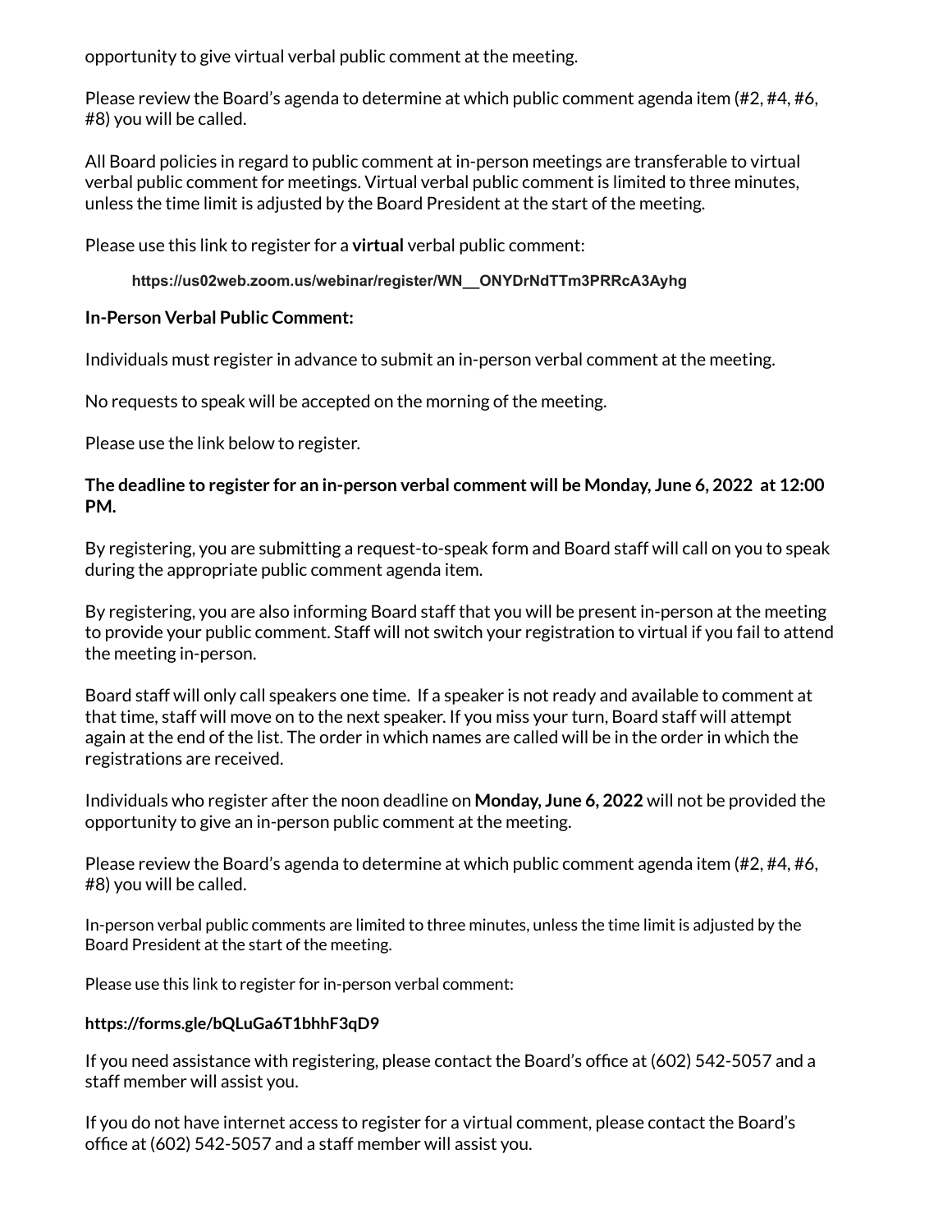opportunity to give virtual verbal public comment at the meeting.

Please review the Board's agenda to determine at which public comment agenda item (#2, #4, #6, #8) you will be called.

All Board policies in regard to public comment at in-person meetings are transferable to virtual verbal public comment for meetings. Virtual verbal public comment is limited to three minutes, unless the time limit is adjusted by the Board President at the start of the meeting.

Please use this link to register for a **virtual** verbal public comment:

**https://us02web.zoom.us/webinar/register/WN__ONYDrNdTTm3PRRcA3Ayhg**

**In-Person Verbal Public Comment:**

Individuals must register in advance to submit an in-person verbal comment at the meeting.

No requests to speak will be accepted on the morning of the meeting.

Please use the link below to register.

**The deadline to register for an in-person verbal comment will be Monday, June 6, 2022 at 12:00 PM.**

By registering, you are submitting a request-to-speak form and Board staff will call on you to speak during the appropriate public comment agenda item.

By registering, you are also informing Board staff that you will be present in-person at the meeting to provide your public comment. Staff will not switch your registration to virtual if you fail to attend the meeting in-person.

Board staff will only call speakers one time. If a speaker is not ready and available to comment at that time, staff will move on to the next speaker. If you miss your turn, Board staff will attempt again at the end of the list. The order in which names are called will be in the order in which the registrations are received.

Individuals who register after the noon deadline on **Monday, June 6, 2022** will not be provided the opportunity to give an in-person public comment at the meeting.

Please review the Board's agenda to determine at which public comment agenda item (#2, #4, #6, #8) you will be called.

In-person verbal public comments are limited to three minutes, unless the time limit is adjusted by the Board President at the start of the meeting.

Please use this link to register for in-person verbal comment:

**https://forms.gle/bQLuGa6T1bhhF3qD9**

If you need assistance with registering, please contact the Board's office at (602) 542-5057 and a staff member will assist you.

If you do not have internet access to register for a virtual comment, please contact the Board's office at (602) 542-5057 and a staff member will assist you.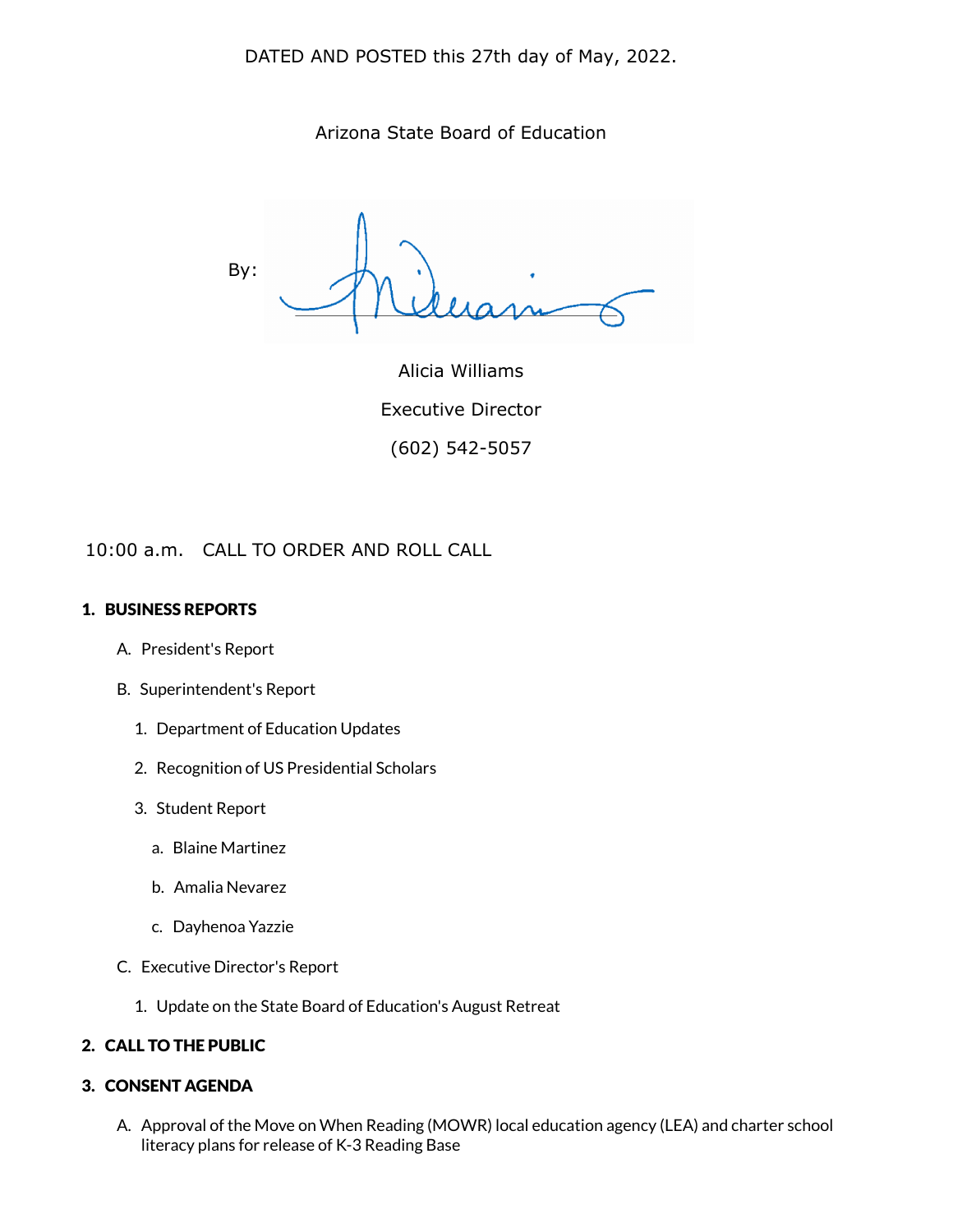DATED AND POSTED this 27th day of May, 2022.

Arizona State Board of Education

By:

Alicia Williams

Executive Director

(602) 542-5057

10:00 a.m. CALL TO ORDER AND ROLL CALL

**1. BUSINESS REPORTS**

A. President's Report

B. Superintendent's Report

1. Department of Education Updates
2. Recognition of US Presidential Scholars
3. Student Report
   a. Blaine Martinez
   b. Amalia Nevarez
   c. Dayhenoa Yazzie

C. Executive Director's Report

1. Update on the State Board of Education's August Retreat

**2. CALL TO THE PUBLIC**

**3. CONSENT AGENDA**

A. Approval of the Move on When Reading (MOWR) local education agency (LEA) and charter school literacy plans for release of K-3 Reading Base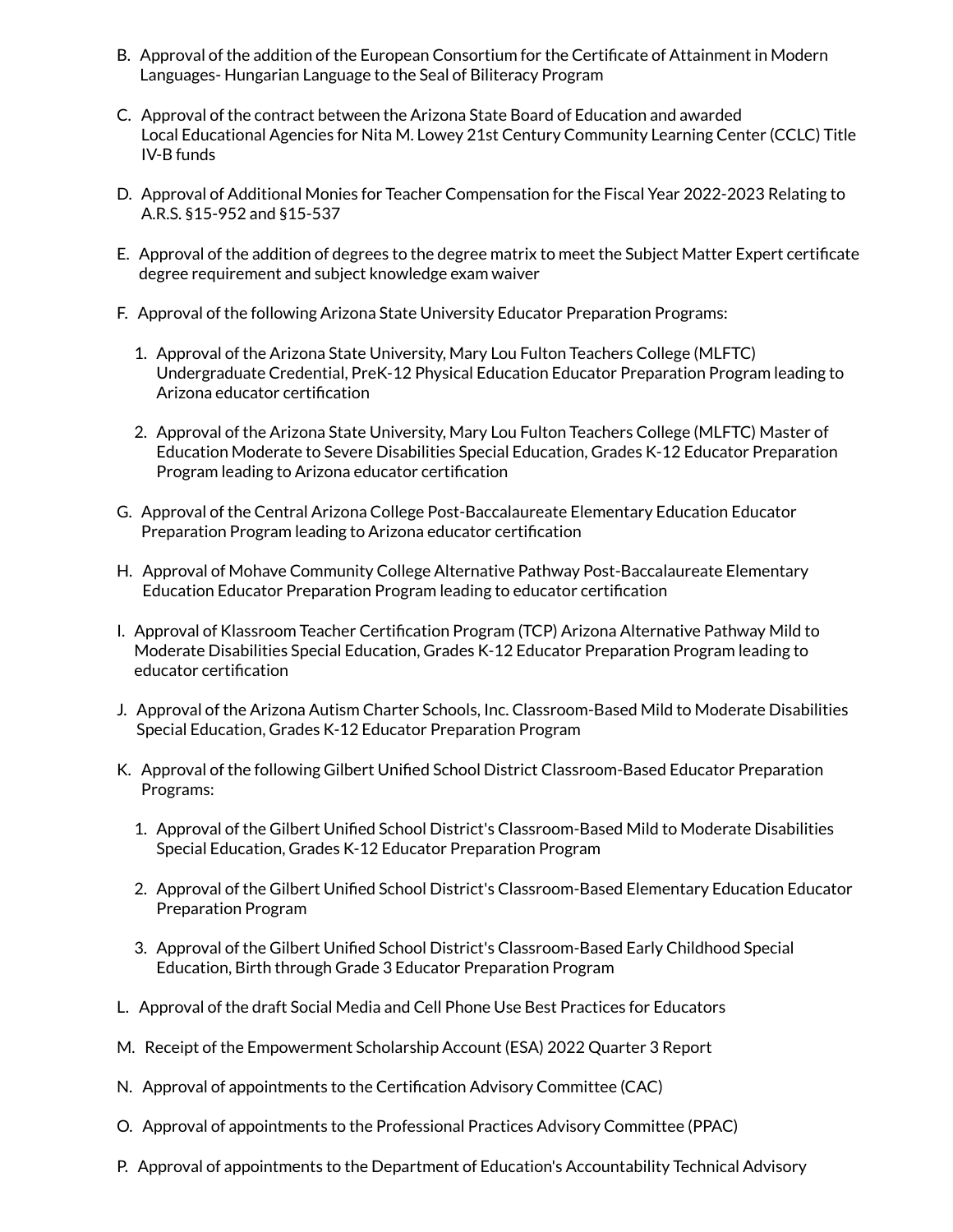B. Approval of the addition of the European Consortium for the Certificate of Attainment in Modern Languages- Hungarian Language to the Seal of Biliteracy Program

C. Approval of the contract between the Arizona State Board of Education and awarded Local Educational Agencies for Nita M. Lowey 21st Century Community Learning Center (CCLC) Title IV-B funds

D. Approval of Additional Monies for Teacher Compensation for the Fiscal Year 2022-2023 Relating to A.R.S. §15-952 and §15-537

E. Approval of the addition of degrees to the degree matrix to meet the Subject Matter Expert certificate degree requirement and subject knowledge exam waiver

F. Approval of the following Arizona State University Educator Preparation Programs:

   1. Approval of the Arizona State University, Mary Lou Fulton Teachers College (MLFTC) Undergraduate Credential, PreK-12 Physical Education Educator Preparation Program leading to Arizona educator certification

   2. Approval of the Arizona State University, Mary Lou Fulton Teachers College (MLFTC) Master of Education Moderate to Severe Disabilities Special Education, Grades K-12 Educator Preparation Program leading to Arizona educator certification

G. Approval of the Central Arizona College Post-Baccalaureate Elementary Education Educator Preparation Program leading to Arizona educator certification

H. Approval of Mohave Community College Alternative Pathway Post-Baccalaureate Elementary Education Educator Preparation Program leading to educator certification

I. Approval of Klassroom Teacher Certification Program (TCP) Arizona Alternative Pathway Mild to Moderate Disabilities Special Education, Grades K-12 Educator Preparation Program leading to educator certification

J. Approval of the Arizona Autism Charter Schools, Inc. Classroom-Based Mild to Moderate Disabilities Special Education, Grades K-12 Educator Preparation Program

K. Approval of the following Gilbert Unified School District Classroom-Based Educator Preparation Programs:

   1. Approval of the Gilbert Unified School District's Classroom-Based Mild to Moderate Disabilities Special Education, Grades K-12 Educator Preparation Program

   2. Approval of the Gilbert Unified School District's Classroom-Based Elementary Education Educator Preparation Program

   3. Approval of the Gilbert Unified School District's Classroom-Based Early Childhood Special Education, Birth through Grade 3 Educator Preparation Program

L. Approval of the draft Social Media and Cell Phone Use Best Practices for Educators

M. Receipt of the Empowerment Scholarship Account (ESA) 2022 Quarter 3 Report

N. Approval of appointments to the Certification Advisory Committee (CAC)

O. Approval of appointments to the Professional Practices Advisory Committee (PPAC)

P. Approval of appointments to the Department of Education's Accountability Technical Advisory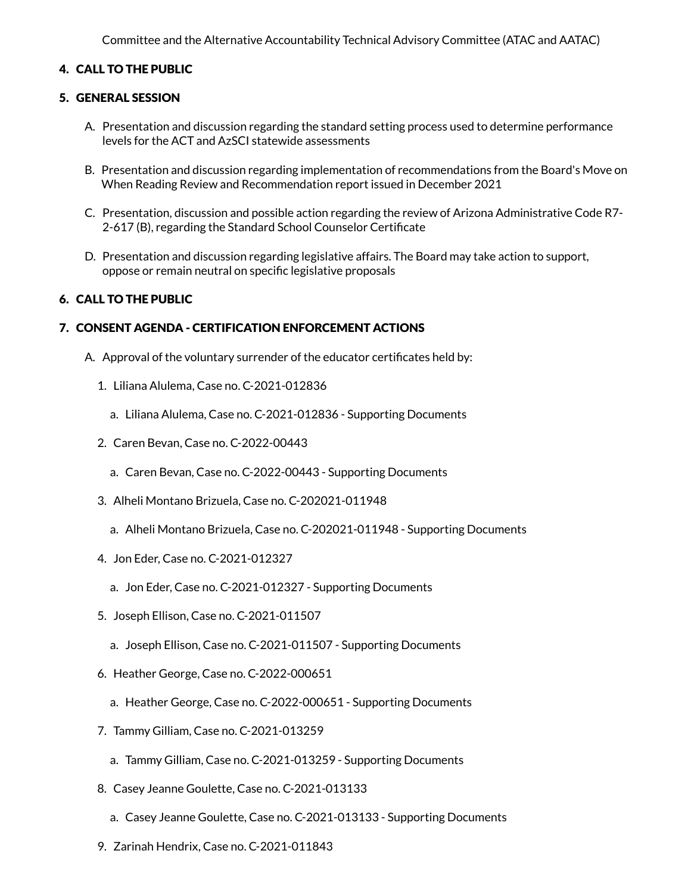Committee and the Alternative Accountability Technical Advisory Committee (ATAC and AATAC)

4. **CALL TO THE PUBLIC**

5. **GENERAL SESSION**

   A. Presentation and discussion regarding the standard setting process used to determine performance levels for the ACT and AzSCI statewide assessments

   B. Presentation and discussion regarding implementation of recommendations from the Board's Move on When Reading Review and Recommendation report issued in December 2021

   C. Presentation, discussion and possible action regarding the review of Arizona Administrative Code R7-2-617 (B), regarding the Standard School Counselor Certificate

   D. Presentation and discussion regarding legislative affairs. The Board may take action to support, oppose or remain neutral on specific legislative proposals

6. **CALL TO THE PUBLIC**

7. **CONSENT AGENDA - CERTIFICATION ENFORCEMENT ACTIONS**

   A. Approval of the voluntary surrender of the educator certificates held by:

      1. Liliana Alulema, Case no. C-2021-012836
         a. Liliana Alulema, Case no. C-2021-012836 - Supporting Documents
      2. Caren Bevan, Case no. C-2022-00443
         a. Caren Bevan, Case no. C-2022-00443 - Supporting Documents
      3. Alheli Montano Brizuela, Case no. C-202021-011948
         a. Alheli Montano Brizuela, Case no. C-202021-011948 - Supporting Documents
      4. Jon Eder, Case no. C-2021-012327
         a. Jon Eder, Case no. C-2021-012327 - Supporting Documents
      5. Joseph Ellison, Case no. C-2021-011507
         a. Joseph Ellison, Case no. C-2021-011507 - Supporting Documents
      6. Heather George, Case no. C-2022-000651
         a. Heather George, Case no. C-2022-000651 - Supporting Documents
      7. Tammy Gilliam, Case no. C-2021-013259
         a. Tammy Gilliam, Case no. C-2021-013259 - Supporting Documents
      8. Casey Jeanne Goulette, Case no. C-2021-013133
         a. Casey Jeanne Goulette, Case no. C-2021-013133 - Supporting Documents
      9. Zarinah Hendrix, Case no. C-2021-011843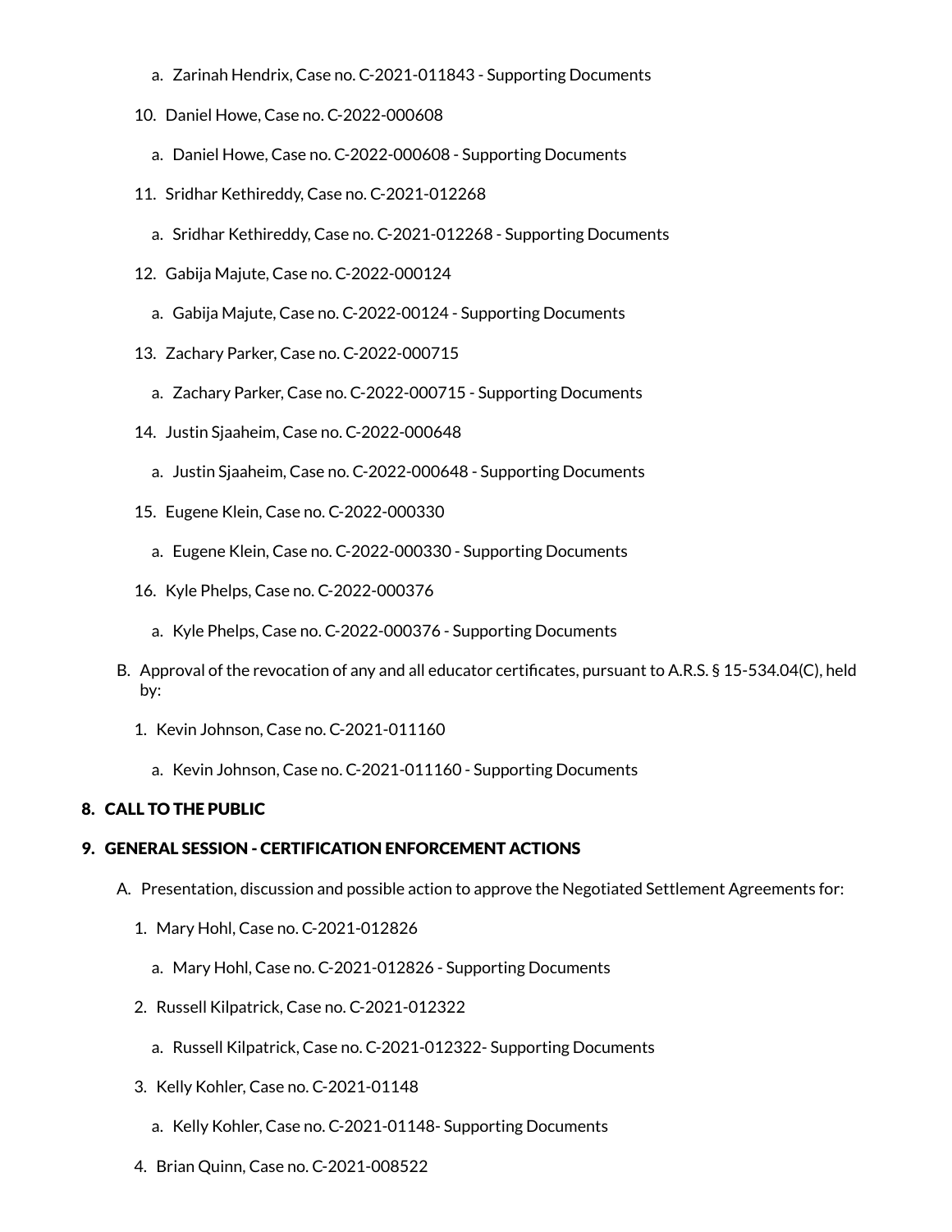a. Zarinah Hendrix, Case no. C-2021-011843 - Supporting Documents

10. Daniel Howe, Case no. C-2022-000608
    a. Daniel Howe, Case no. C-2022-000608 - Supporting Documents
11. Sridhar Kethireddy, Case no. C-2021-012268
    a. Sridhar Kethireddy, Case no. C-2021-012268 - Supporting Documents
12. Gabija Majute, Case no. C-2022-000124
    a. Gabija Majute, Case no. C-2022-00124 - Supporting Documents
13. Zachary Parker, Case no. C-2022-000715
    a. Zachary Parker, Case no. C-2022-000715 - Supporting Documents
14. Justin Sjaaheim, Case no. C-2022-000648
    a. Justin Sjaaheim, Case no. C-2022-000648 - Supporting Documents
15. Eugene Klein, Case no. C-2022-000330
    a. Eugene Klein, Case no. C-2022-000330 - Supporting Documents
16. Kyle Phelps, Case no. C-2022-000376
    a. Kyle Phelps, Case no. C-2022-000376 - Supporting Documents

B. Approval of the revocation of any and all educator certificates, pursuant to A.R.S. § 15-534.04(C), held by:

1. Kevin Johnson, Case no. C-2021-011160
   a. Kevin Johnson, Case no. C-2021-011160 - Supporting Documents

## 8. CALL TO THE PUBLIC

## 9. GENERAL SESSION - CERTIFICATION ENFORCEMENT ACTIONS

A. Presentation, discussion and possible action to approve the Negotiated Settlement Agreements for:

1. Mary Hohl, Case no. C-2021-012826
   a. Mary Hohl, Case no. C-2021-012826 - Supporting Documents
2. Russell Kilpatrick, Case no. C-2021-012322
   a. Russell Kilpatrick, Case no. C-2021-012322- Supporting Documents
3. Kelly Kohler, Case no. C-2021-01148
   a. Kelly Kohler, Case no. C-2021-01148- Supporting Documents
4. Brian Quinn, Case no. C-2021-008522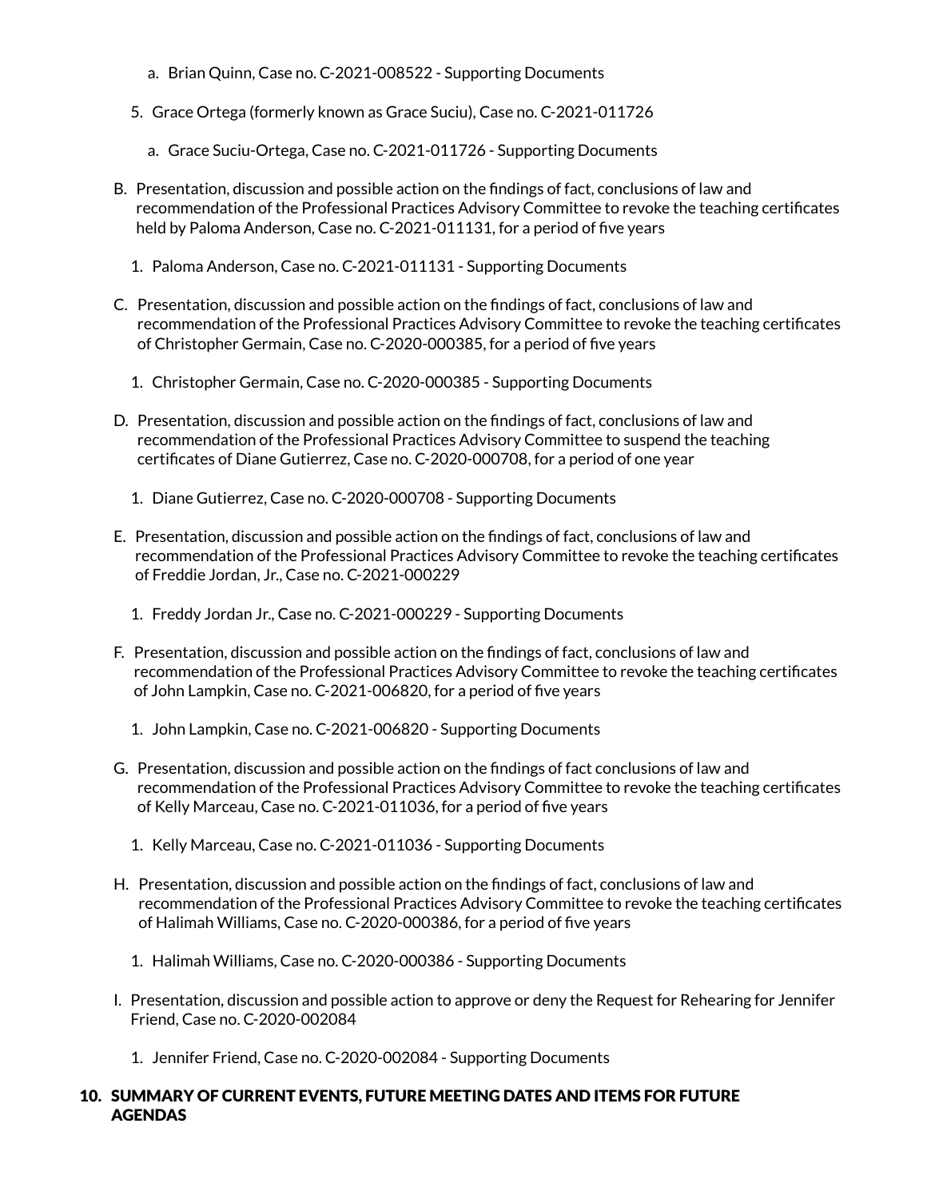a. Brian Quinn, Case no. C-2021-008522 - Supporting Documents

5. Grace Ortega (formerly known as Grace Suciu), Case no. C-2021-011726

   a. Grace Suciu-Ortega, Case no. C-2021-011726 - Supporting Documents

B. Presentation, discussion and possible action on the findings of fact, conclusions of law and recommendation of the Professional Practices Advisory Committee to revoke the teaching certificates held by Paloma Anderson, Case no. C-2021-011131, for a period of five years

   1. Paloma Anderson, Case no. C-2021-011131 - Supporting Documents

C. Presentation, discussion and possible action on the findings of fact, conclusions of law and recommendation of the Professional Practices Advisory Committee to revoke the teaching certificates of Christopher Germain, Case no. C-2020-000385, for a period of five years

   1. Christopher Germain, Case no. C-2020-000385 - Supporting Documents

D. Presentation, discussion and possible action on the findings of fact, conclusions of law and recommendation of the Professional Practices Advisory Committee to suspend the teaching certificates of Diane Gutierrez, Case no. C-2020-000708, for a period of one year

   1. Diane Gutierrez, Case no. C-2020-000708 - Supporting Documents

E. Presentation, discussion and possible action on the findings of fact, conclusions of law and recommendation of the Professional Practices Advisory Committee to revoke the teaching certificates of Freddie Jordan, Jr., Case no. C-2021-000229

   1. Freddy Jordan Jr., Case no. C-2021-000229 - Supporting Documents

F. Presentation, discussion and possible action on the findings of fact, conclusions of law and recommendation of the Professional Practices Advisory Committee to revoke the teaching certificates of John Lampkin, Case no. C-2021-006820, for a period of five years

   1. John Lampkin, Case no. C-2021-006820 - Supporting Documents

G. Presentation, discussion and possible action on the findings of fact conclusions of law and recommendation of the Professional Practices Advisory Committee to revoke the teaching certificates of Kelly Marceau, Case no. C-2021-011036, for a period of five years

   1. Kelly Marceau, Case no. C-2021-011036 - Supporting Documents

H. Presentation, discussion and possible action on the findings of fact, conclusions of law and recommendation of the Professional Practices Advisory Committee to revoke the teaching certificates of Halimah Williams, Case no. C-2020-000386, for a period of five years

   1. Halimah Williams, Case no. C-2020-000386 - Supporting Documents

I. Presentation, discussion and possible action to approve or deny the Request for Rehearing for Jennifer Friend, Case no. C-2020-002084

   1. Jennifer Friend, Case no. C-2020-002084 - Supporting Documents

## 10. SUMMARY OF CURRENT EVENTS, FUTURE MEETING DATES AND ITEMS FOR FUTURE AGENDAS